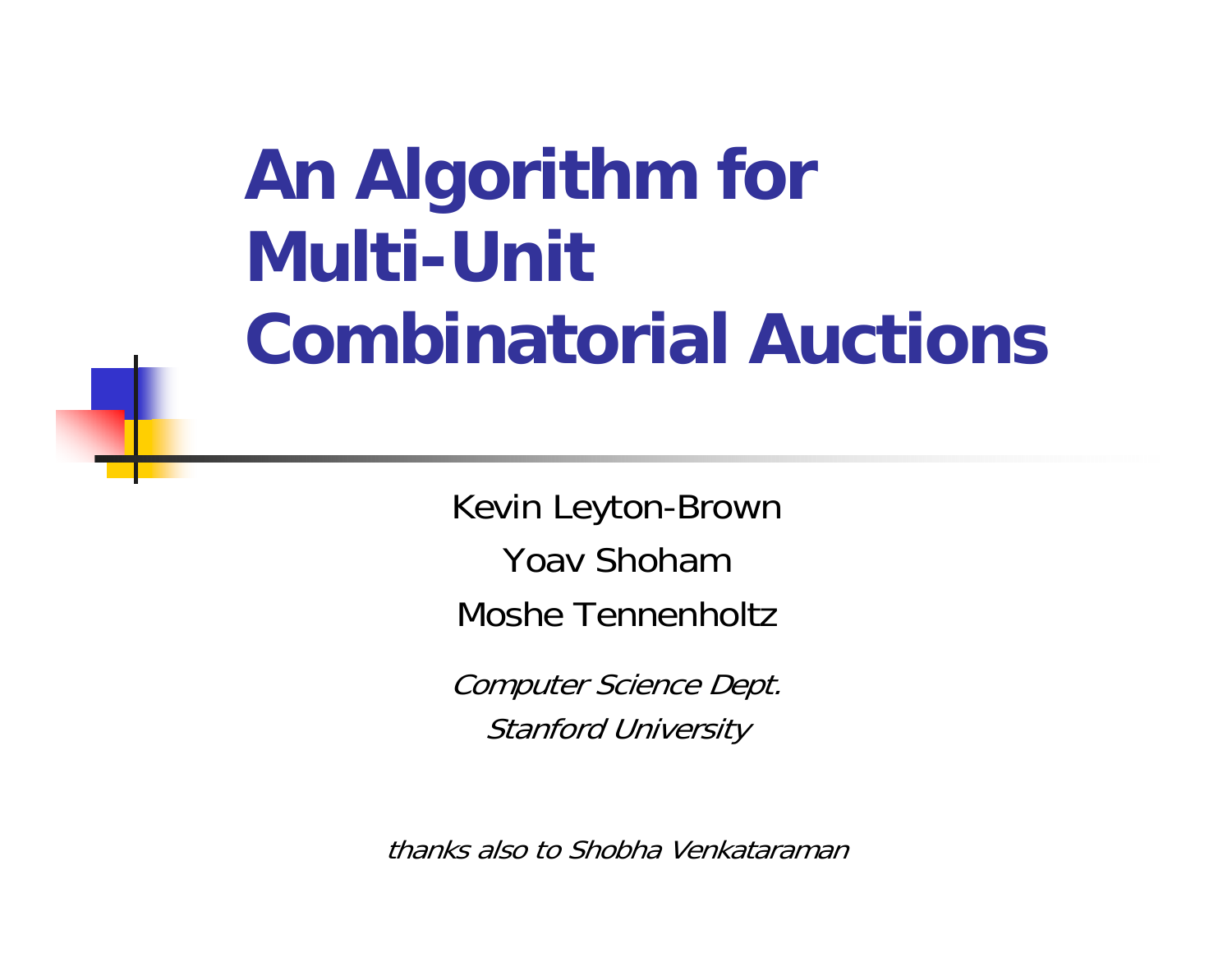# An Algorithm for Multi-Unit Combinatorial Auctions

Kevin Leyton-Brown

Yoav Shoham

Moshe Tennenholtz

*Computer Science Dept.*

*Stanford University*

*thanks also to Shobha Venkataraman*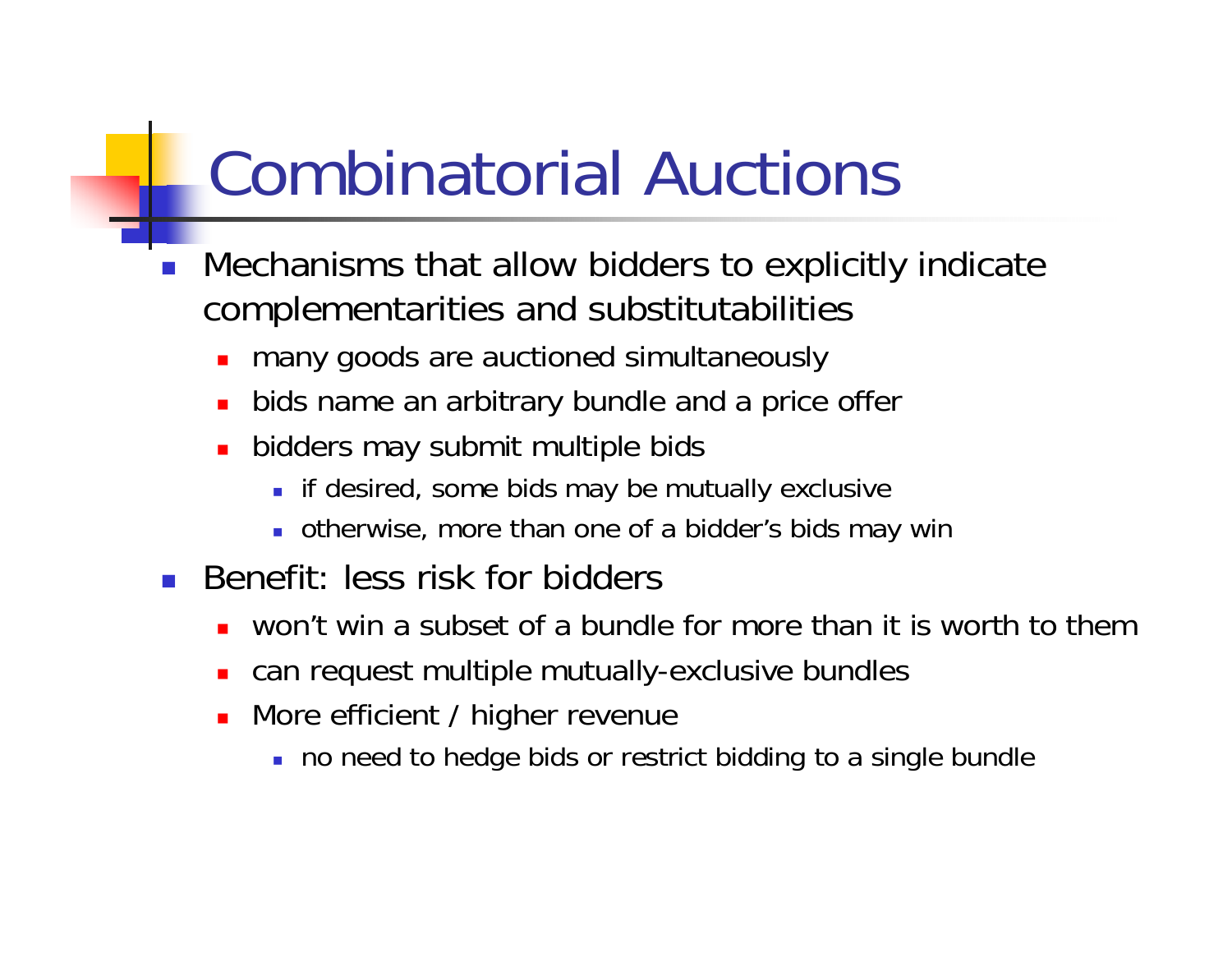# Combinatorial Auctions

- Mechanisms that allow bidders to explicitly indicate complementarities and substitutabilities
  - many goods are auctioned simultaneously
  - bids name an arbitrary bundle and a price offer
  - bidders may submit multiple bids
    - if desired, some bids may be mutually exclusive
    - otherwise, more than one of a bidder's bids may win
- Benefit: less risk for bidders
  - won't win a subset of a bundle for more than it is worth to them
  - can request multiple mutually-exclusive bundles
  - More efficient / higher revenue
    - no need to hedge bids or restrict bidding to a single bundle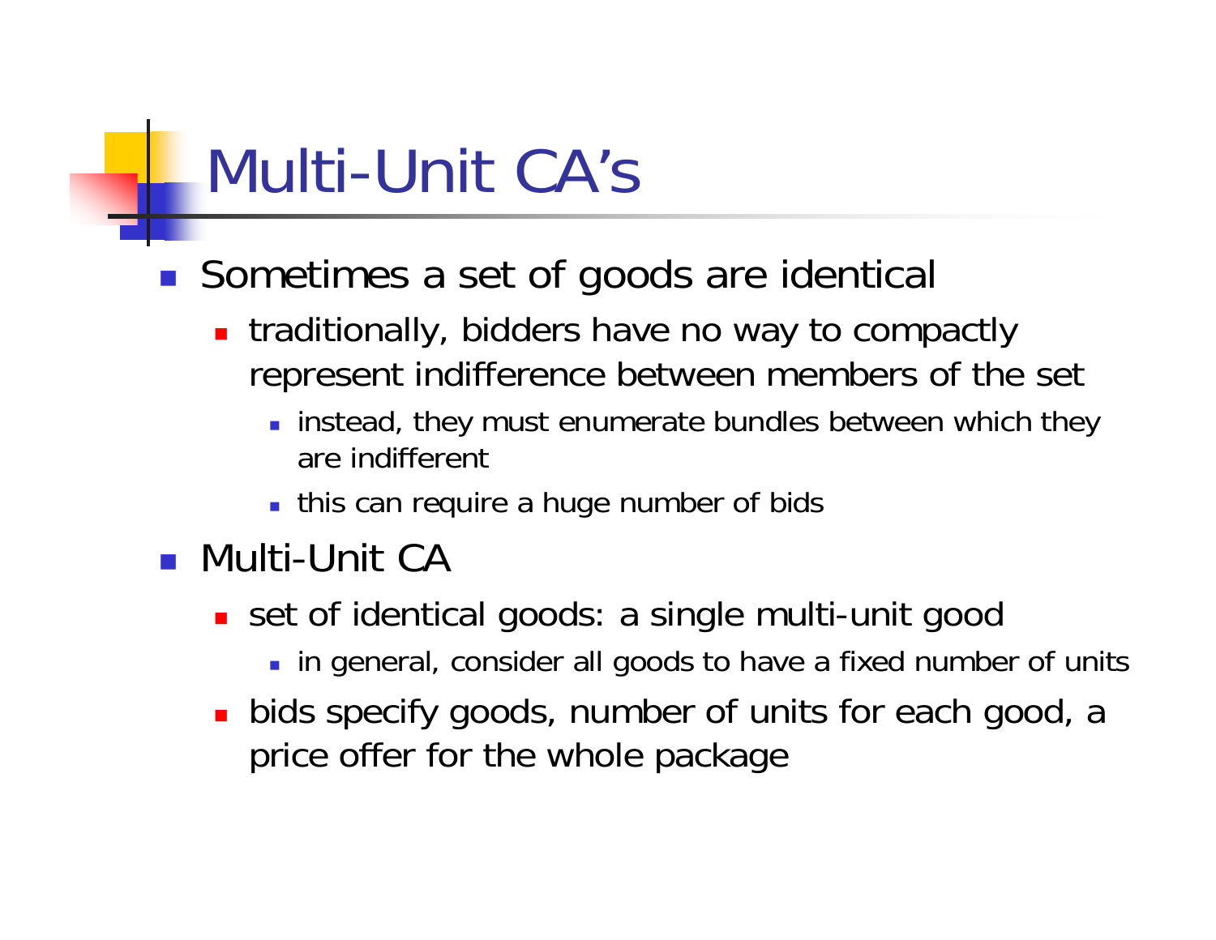# Multi-Unit CA's

- Sometimes a set of goods are identical
  - traditionally, bidders have no way to compactly represent indifference between members of the set
    - instead, they must enumerate bundles between which they are indifferent
    - this can require a huge number of bids
- Multi-Unit CA
  - set of identical goods: a single multi-unit good
    - in general, consider all goods to have a fixed number of units
  - bids specify goods, number of units for each good, a price offer for the whole package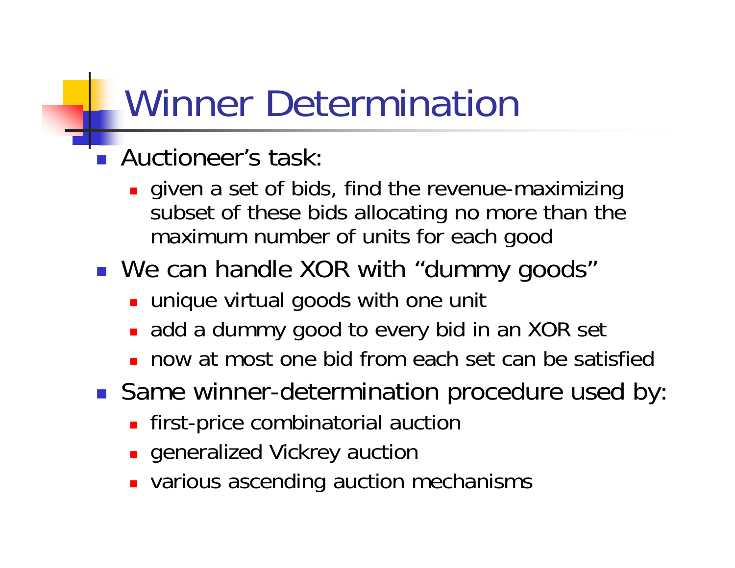# Winner Determination

- Auctioneer's task:
  - given a set of bids, find the revenue-maximizing subset of these bids allocating no more than the maximum number of units for each good
- We can handle XOR with "dummy goods"
  - unique virtual goods with one unit
  - add a dummy good to every bid in an XOR set
  - now at most one bid from each set can be satisfied
- Same winner-determination procedure used by:
  - first-price combinatorial auction
  - generalized Vickrey auction
  - various ascending auction mechanisms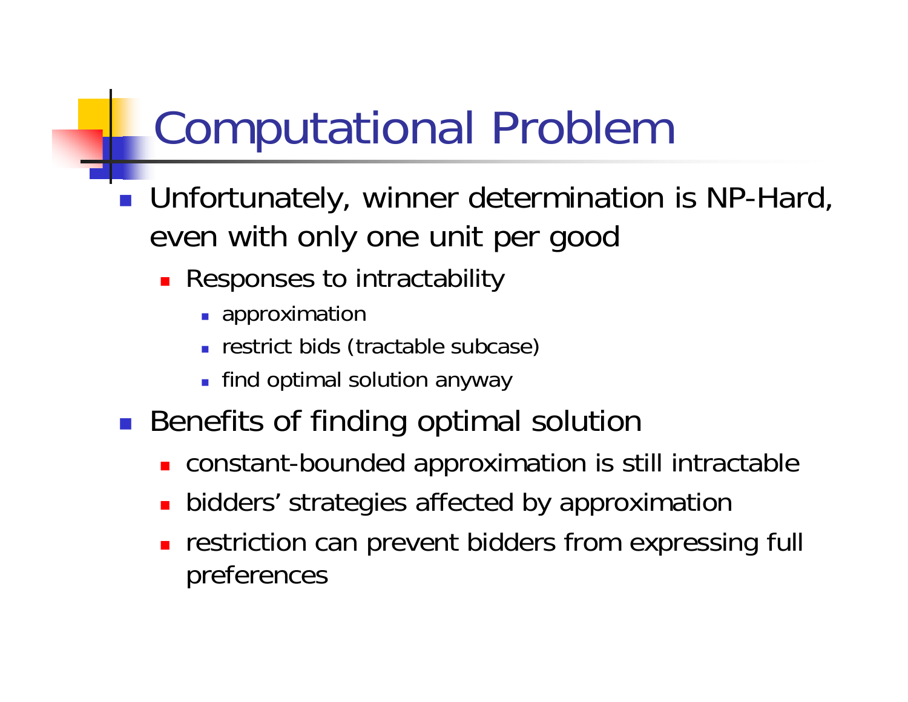# Computational Problem

- Unfortunately, winner determination is NP-Hard, even with only one unit per good
  - Responses to intractability
    - approximation
    - restrict bids (tractable subcase)
    - find optimal solution anyway
- Benefits of finding optimal solution
  - constant-bounded approximation is still intractable
  - bidders' strategies affected by approximation
  - restriction can prevent bidders from expressing full preferences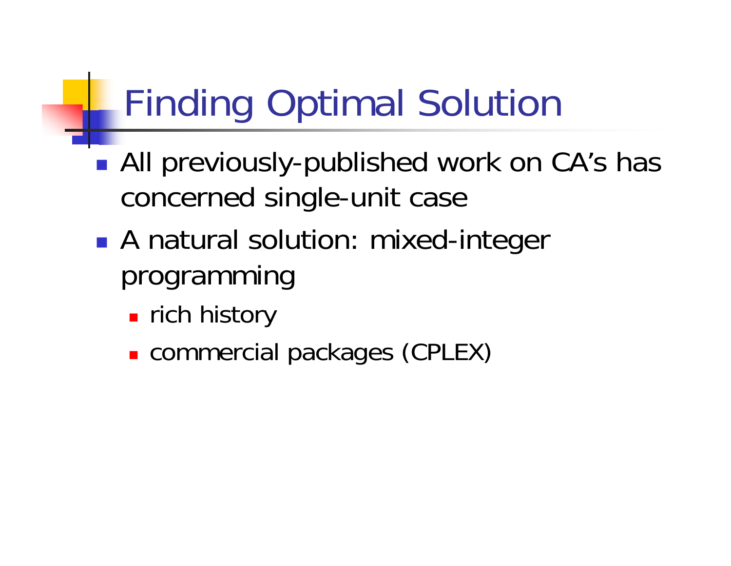# Finding Optimal Solution

- All previously-published work on CA's has concerned single-unit case
- A natural solution: mixed-integer programming
  - rich history
  - commercial packages (CPLEX)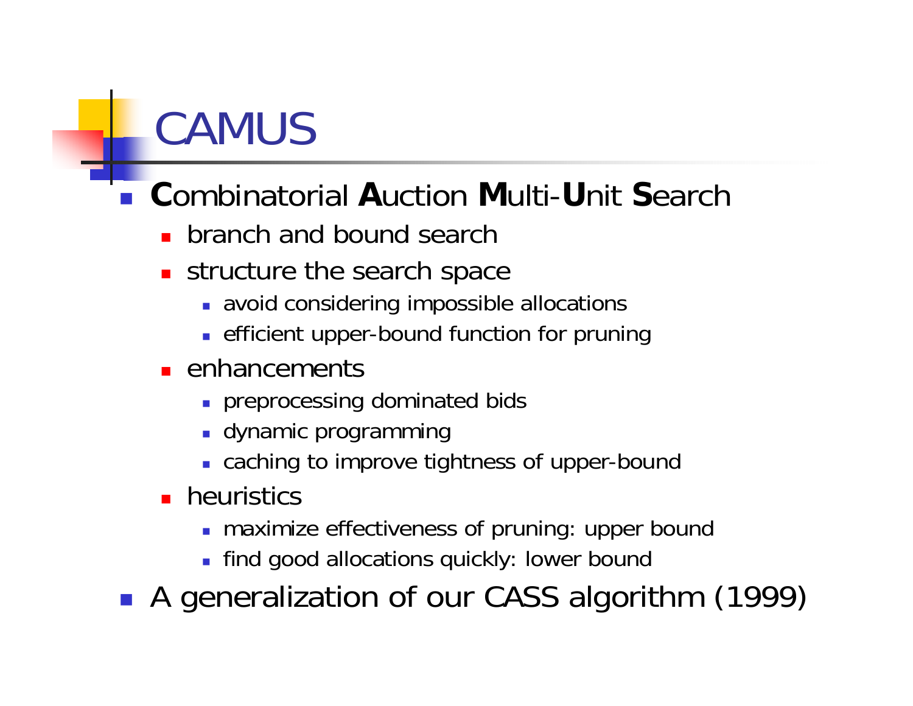# CAMUS

- **C**ombinatorial **A**uction **M**ulti-**U**nit **S**earch
  - branch and bound search
  - structure the search space
    - avoid considering impossible allocations
    - efficient upper-bound function for pruning
  - enhancements
    - preprocessing dominated bids
    - dynamic programming
    - caching to improve tightness of upper-bound
  - heuristics
    - maximize effectiveness of pruning: upper bound
    - find good allocations quickly: lower bound
- A generalization of our CASS algorithm (1999)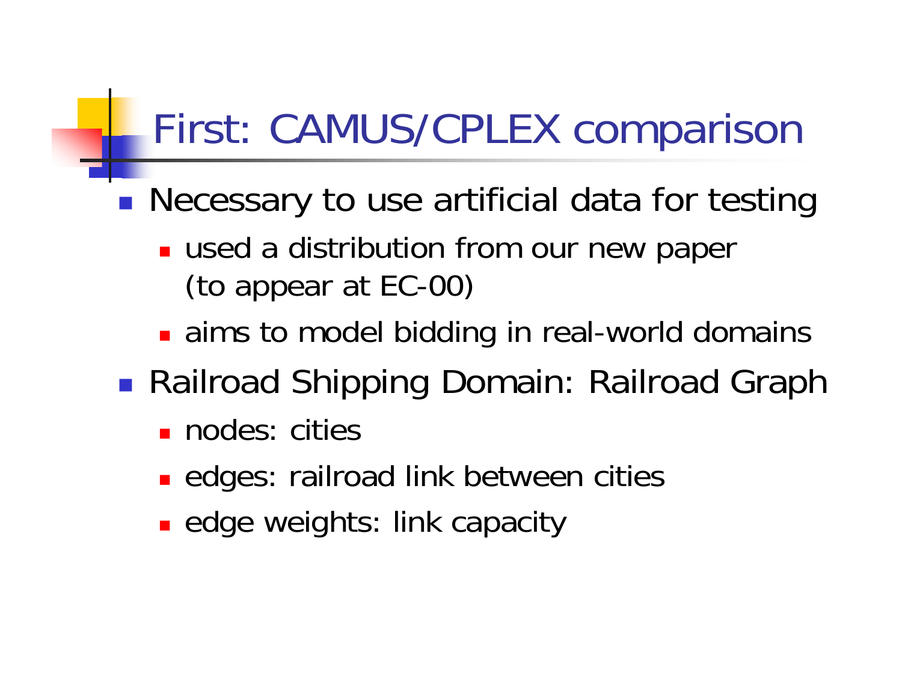# First: CAMUS/CPLEX comparison

- Necessary to use artificial data for testing
  - used a distribution from our new paper (to appear at EC-00)
  - aims to model bidding in real-world domains
- Railroad Shipping Domain: Railroad Graph
  - nodes: cities
  - edges: railroad link between cities
  - edge weights: link capacity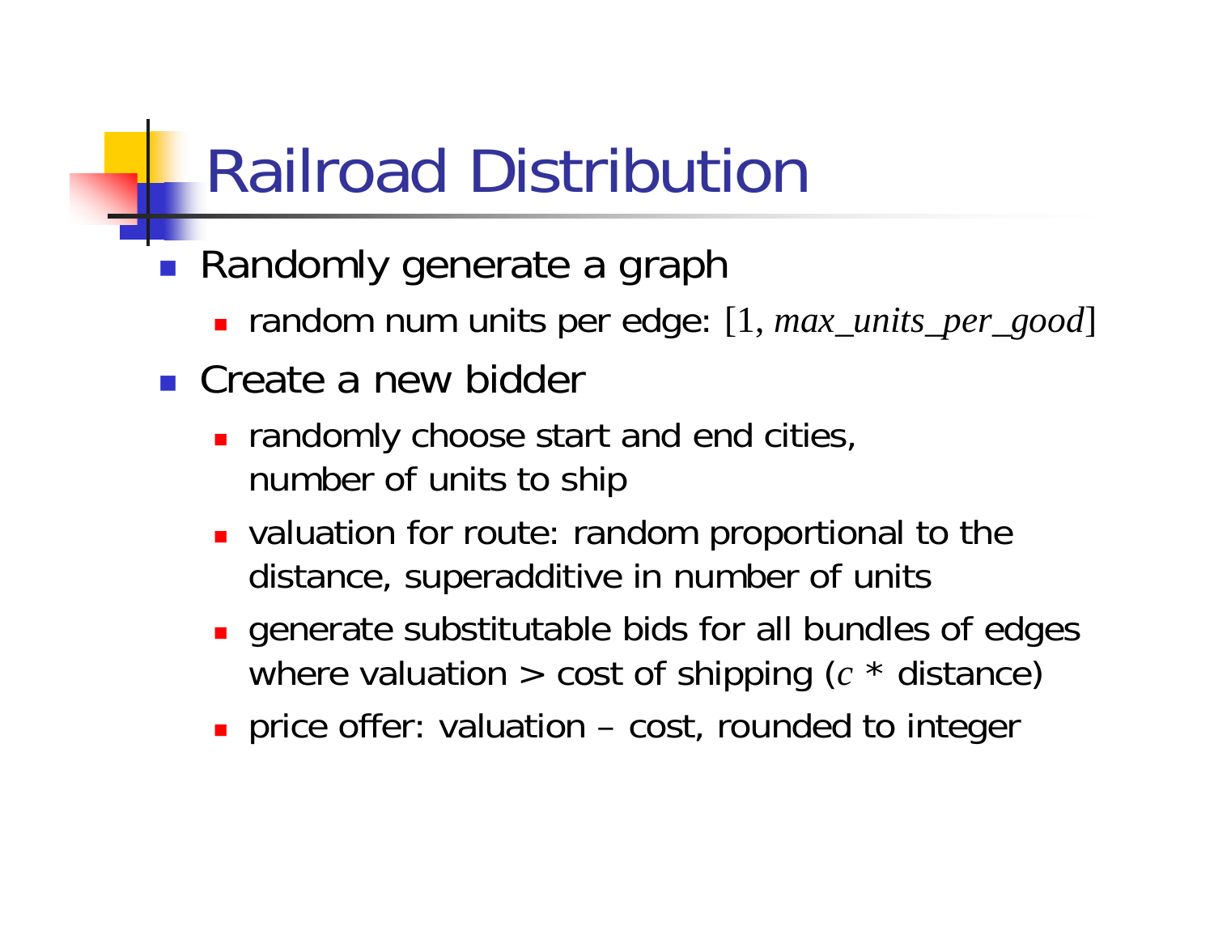# Railroad Distribution

- Randomly generate a graph
  - random num units per edge: $[1, max\_units\_per\_good]$
- Create a new bidder
  - randomly choose start and end cities, number of units to ship
  - valuation for route: random proportional to the distance, superadditive in number of units
  - generate substitutable bids for all bundles of edges where valuation > cost of shipping ($c$ * distance)
  - price offer: valuation – cost, rounded to integer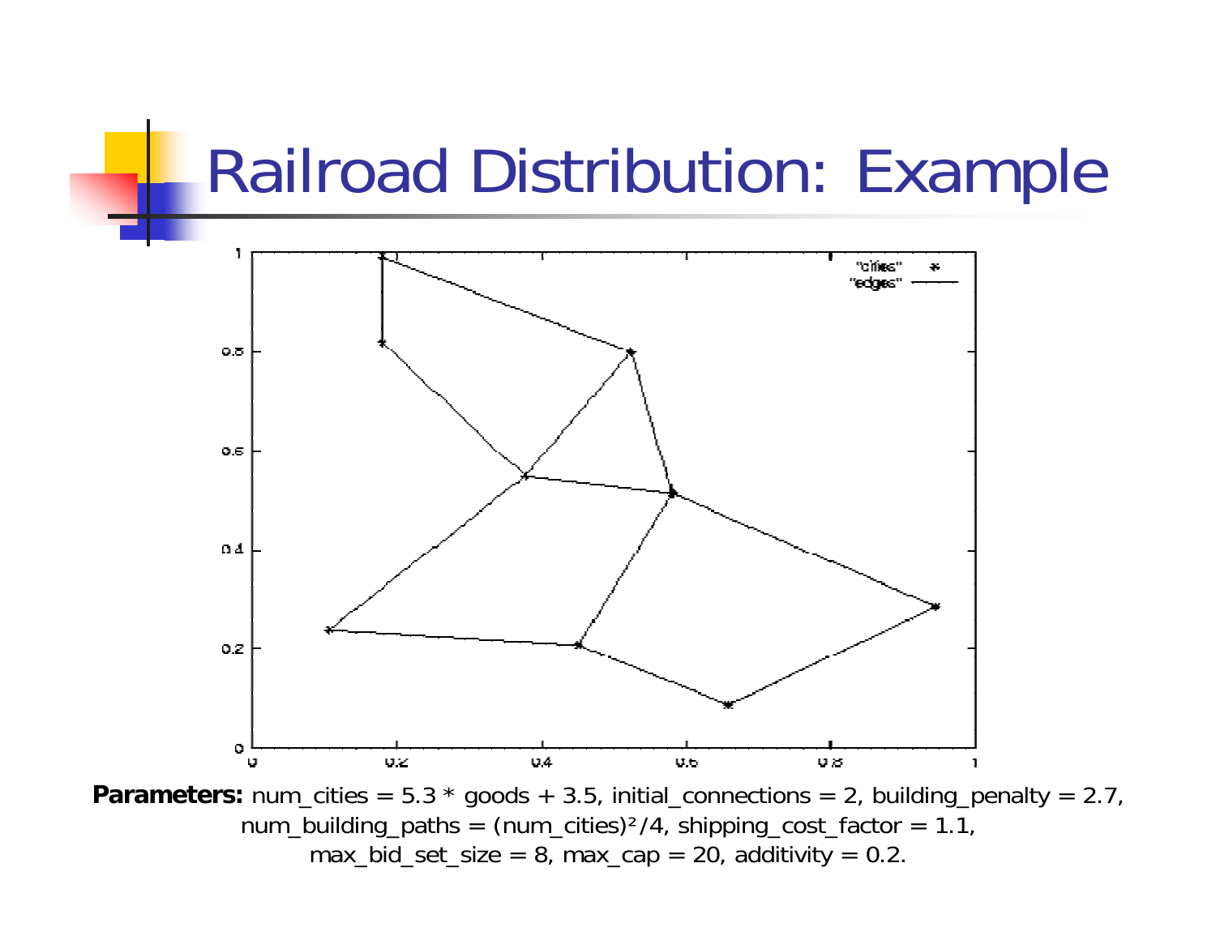# Railroad Distribution: Example

**Parameters:** num_cities = 5.3 * goods + 3.5, initial_connections = 2, building_penalty = 2.7, num_building_paths = (num_cities)²/4, shipping_cost_factor = 1.1, max_bid_set_size = 8, max_cap = 20, additivity = 0.2.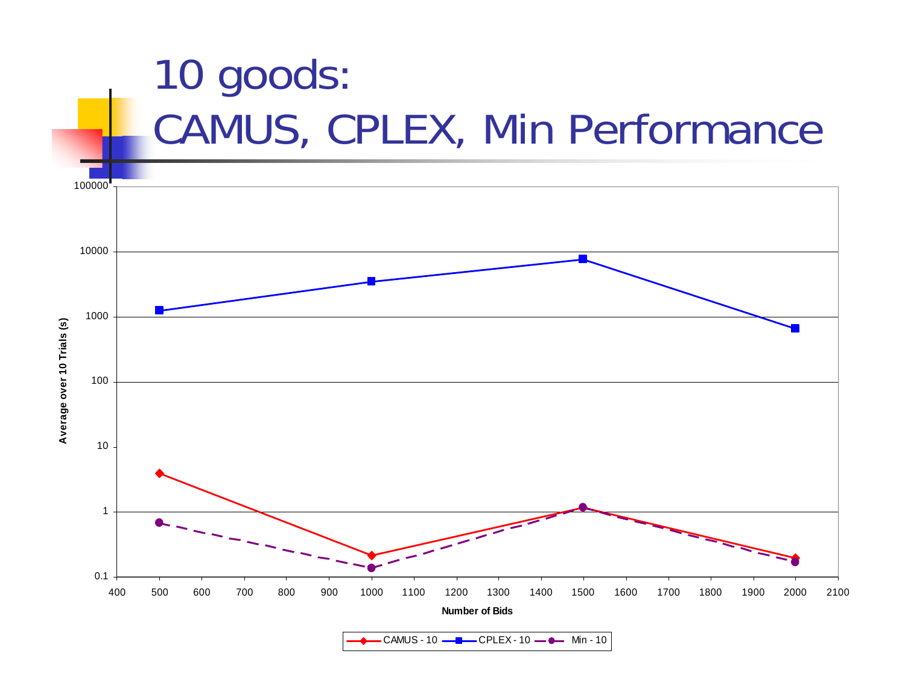# 10 goods: CAMUS, CPLEX, Min Performance

Average over 10 Trials (s)

100000

10000

1000

100

10

1

0.1

400 500 600 700 800 900 1000 1100 1200 1300 1400 1500 1600 1700 1800 1900 2000 2100

Number of Bids

CAMUS - 10 — CPLEX - 10 — Min - 10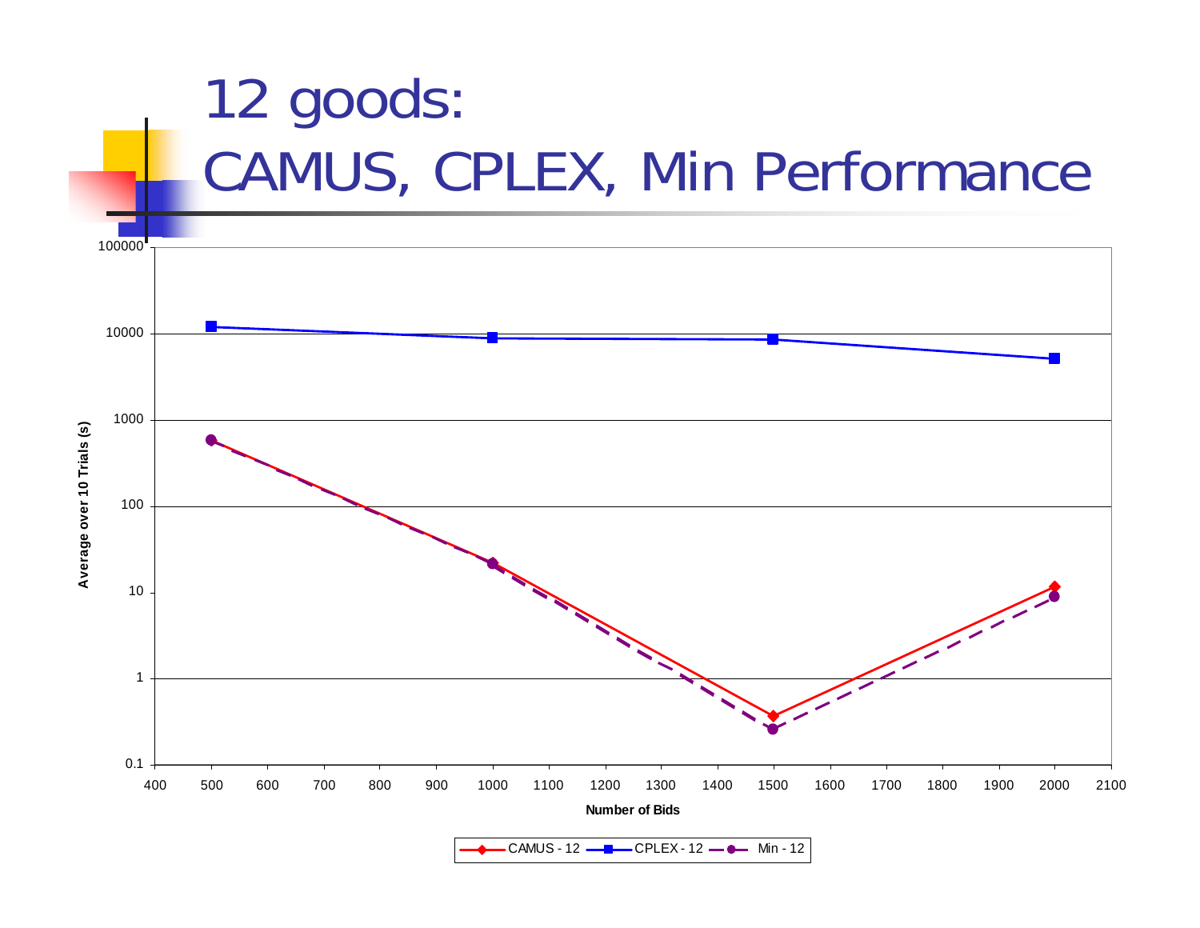# 12 goods: CAMUS, CPLEX, Min Performance

Average over 10 Trials (s)

100000

10000

1000

100

10

1

0.1

400 500 600 700 800 900 1000 1100 1200 1300 1400 1500 1600 1700 1800 1900 2000 2100

Number of Bids

CAMUS - 12 — CPLEX - 12 — Min - 12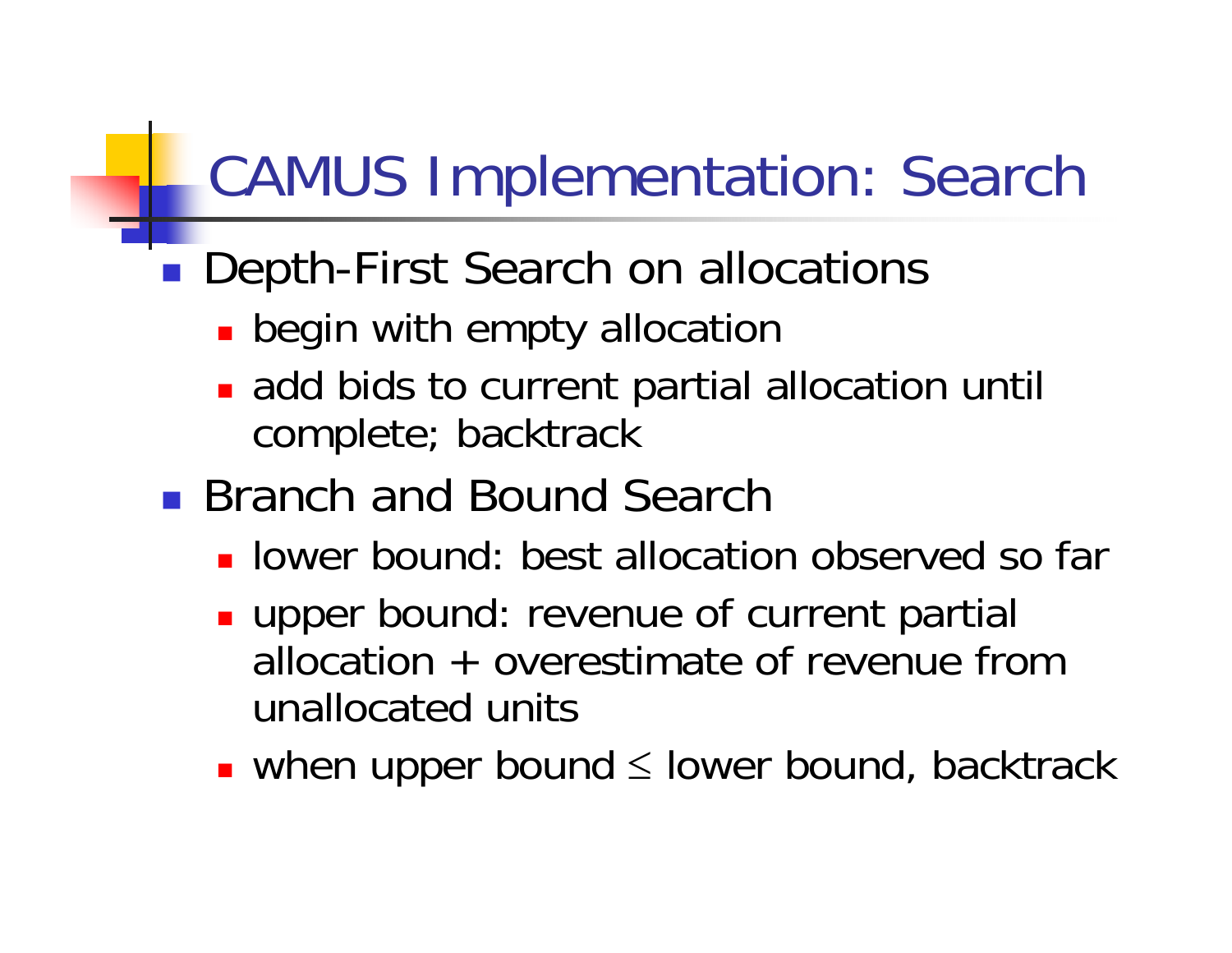# CAMUS Implementation: Search

- Depth-First Search on allocations
  - begin with empty allocation
  - add bids to current partial allocation until complete; backtrack
- Branch and Bound Search
  - lower bound: best allocation observed so far
  - upper bound: revenue of current partial allocation + overestimate of revenue from unallocated units
  - when upper bound $\leq$ lower bound, backtrack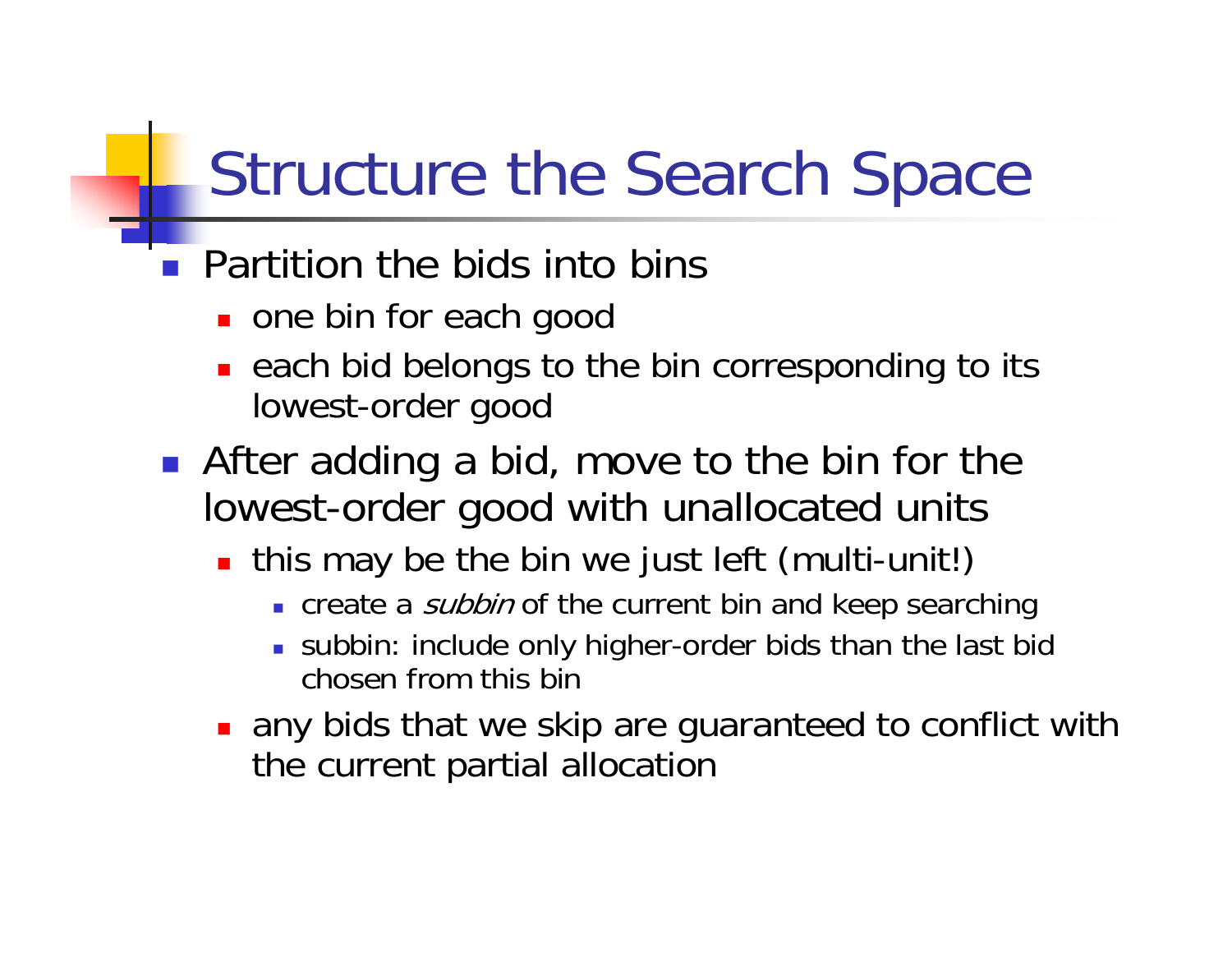# Structure the Search Space

- Partition the bids into bins
  - one bin for each good
  - each bid belongs to the bin corresponding to its lowest-order good
- After adding a bid, move to the bin for the lowest-order good with unallocated units
  - this may be the bin we just left (multi-unit!)
    - create a *subbin* of the current bin and keep searching
    - subbin: include only higher-order bids than the last bid chosen from this bin
  - any bids that we skip are guaranteed to conflict with the current partial allocation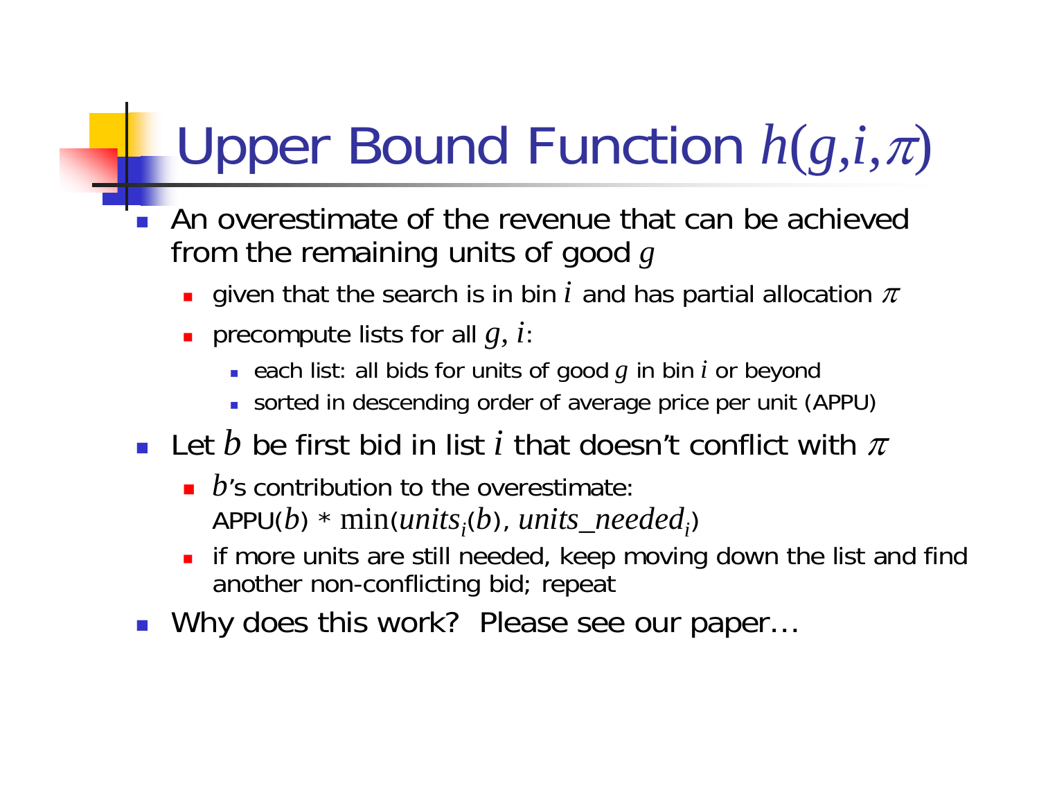# Upper Bound Function $h(g,i,\pi)$

- An overestimate of the revenue that can be achieved from the remaining units of good $g$
  - given that the search is in bin $i$ and has partial allocation $\pi$
  - precompute lists for all $g$, $i$:
    - each list: all bids for units of good $g$ in bin $i$ or beyond
    - sorted in descending order of average price per unit (APPU)
- Let $b$ be first bid in list $i$ that doesn't conflict with $\pi$
  - $b$'s contribution to the overestimate: APPU($b$) * $\min(units_i(b), units\_needed_i)$
  - if more units are still needed, keep moving down the list and find another non-conflicting bid; repeat
- Why does this work? Please see our paper…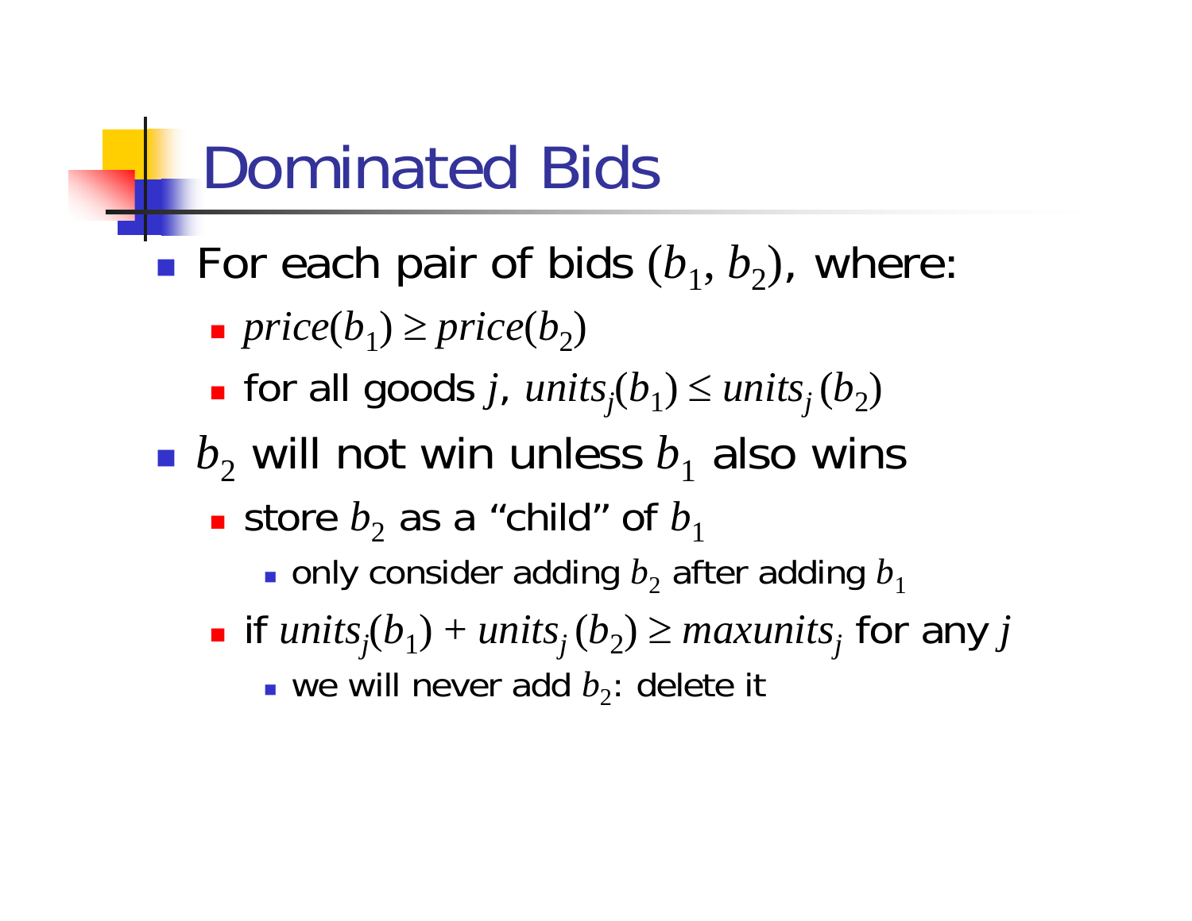# Dominated Bids

- For each pair of bids $(b_1, b_2)$, where:
  - $price(b_1) \geq price(b_2)$
  - for all goods $j$, $units_j(b_1) \leq units_j(b_2)$
- $b_2$ will not win unless $b_1$ also wins
  - store $b_2$ as a "child" of $b_1$
    - only consider adding $b_2$ after adding $b_1$
  - if $units_j(b_1) + units_j(b_2) \geq maxunits_j$ for any $j$
    - we will never add $b_2$: delete it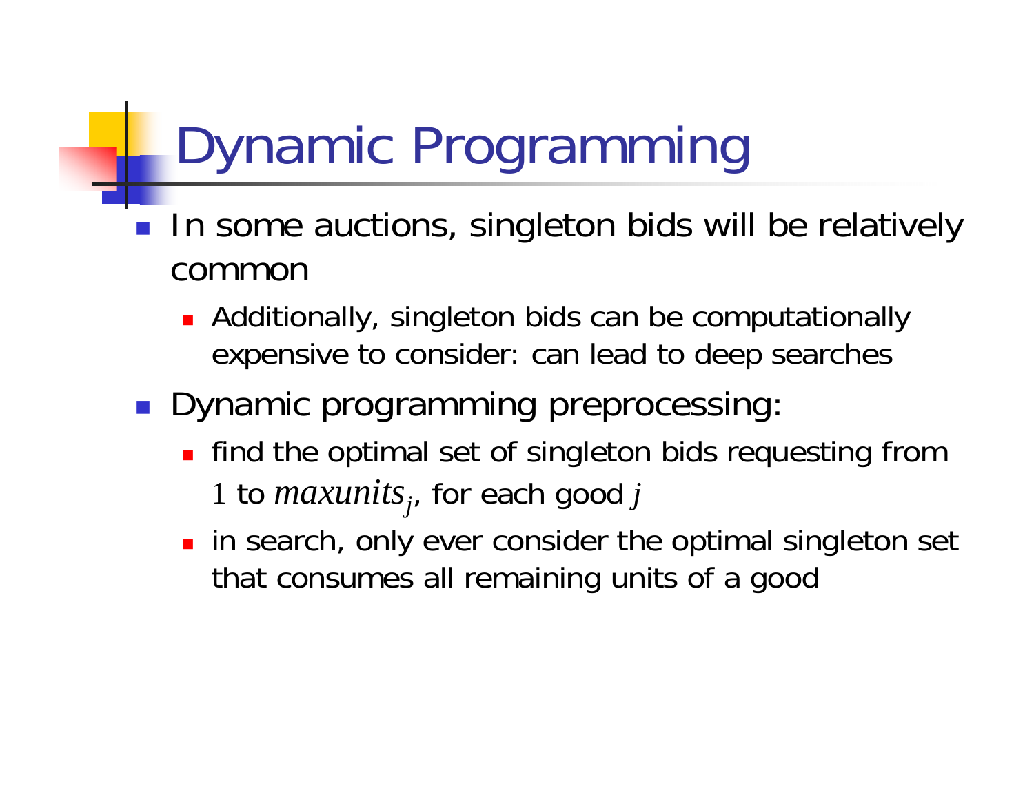# Dynamic Programming

- In some auctions, singleton bids will be relatively common
  - Additionally, singleton bids can be computationally expensive to consider: can lead to deep searches
- Dynamic programming preprocessing:
  - find the optimal set of singleton bids requesting from $1$ to $maxunits_j$, for each good $j$
  - in search, only ever consider the optimal singleton set that consumes all remaining units of a good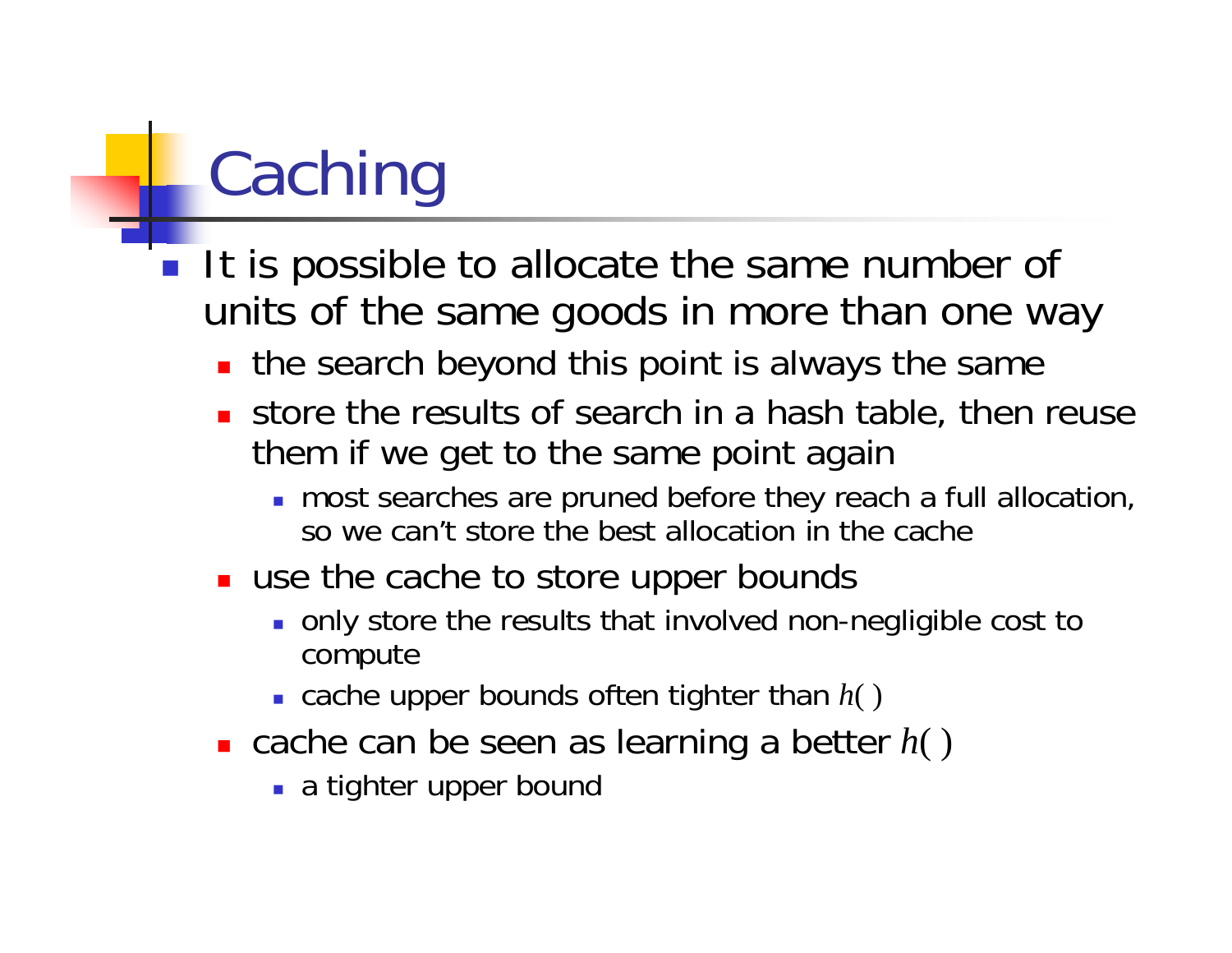# Caching

- It is possible to allocate the same number of units of the same goods in more than one way
  - the search beyond this point is always the same
  - store the results of search in a hash table, then reuse them if we get to the same point again
    - most searches are pruned before they reach a full allocation, so we can't store the best allocation in the cache
  - use the cache to store upper bounds
    - only store the results that involved non-negligible cost to compute
    - cache upper bounds often tighter than $h(\,)$
  - cache can be seen as learning a better $h(\,)$
    - a tighter upper bound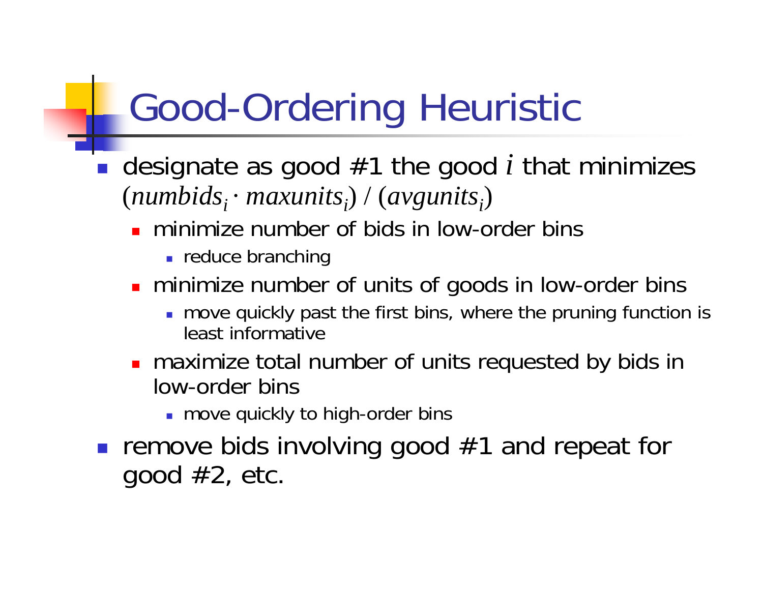# Good-Ordering Heuristic

- designate as good #1 the good $i$ that minimizes $(numbids_i \cdot maxunits_i) / (avgunits_i)$
  - minimize number of bids in low-order bins
    - reduce branching
  - minimize number of units of goods in low-order bins
    - move quickly past the first bins, where the pruning function is least informative
  - maximize total number of units requested by bids in low-order bins
    - move quickly to high-order bins
- remove bids involving good #1 and repeat for good #2, etc.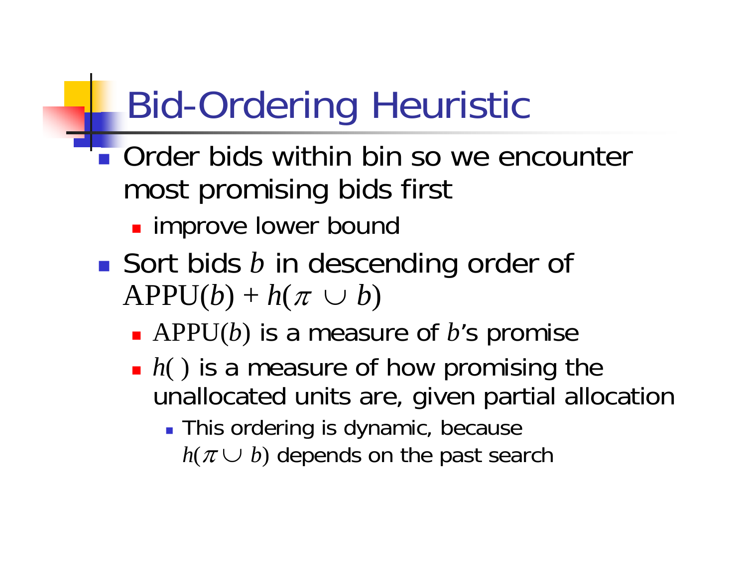# Bid-Ordering Heuristic

- Order bids within bin so we encounter most promising bids first
  - improve lower bound
- Sort bids $b$ in descending order of $\text{APPU}(b) + h(\pi \cup b)$
  - $\text{APPU}(b)$ is a measure of $b$'s promise
  - $h(\,)$ is a measure of how promising the unallocated units are, given partial allocation
    - This ordering is dynamic, because $h(\pi \cup b)$ depends on the past search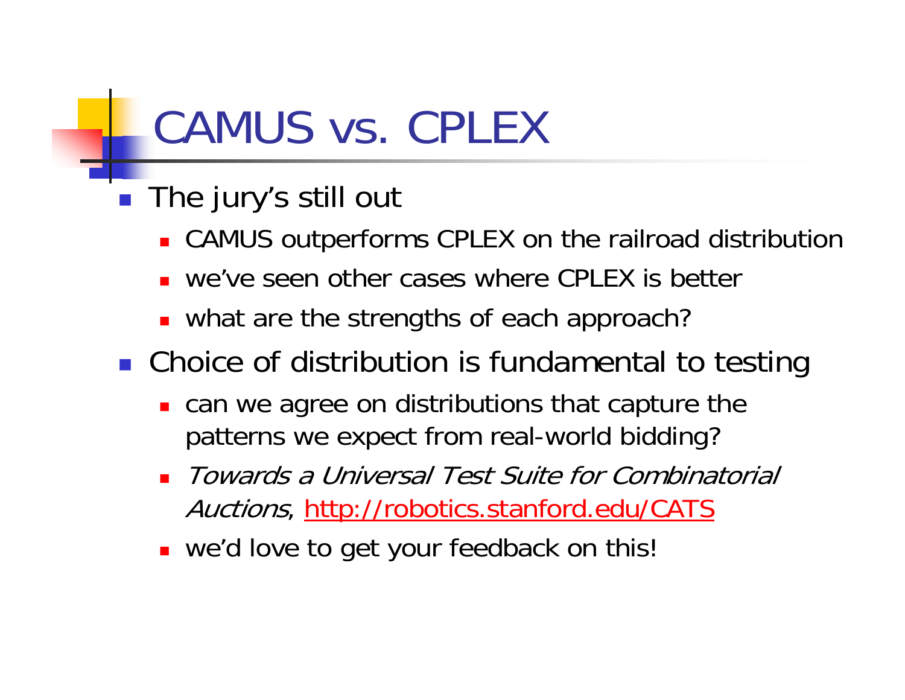# CAMUS vs. CPLEX

- The jury's still out
  - CAMUS outperforms CPLEX on the railroad distribution
  - we've seen other cases where CPLEX is better
  - what are the strengths of each approach?
- Choice of distribution is fundamental to testing
  - can we agree on distributions that capture the patterns we expect from real-world bidding?
  - *Towards a Universal Test Suite for Combinatorial Auctions*, http://robotics.stanford.edu/CATS
  - we'd love to get your feedback on this!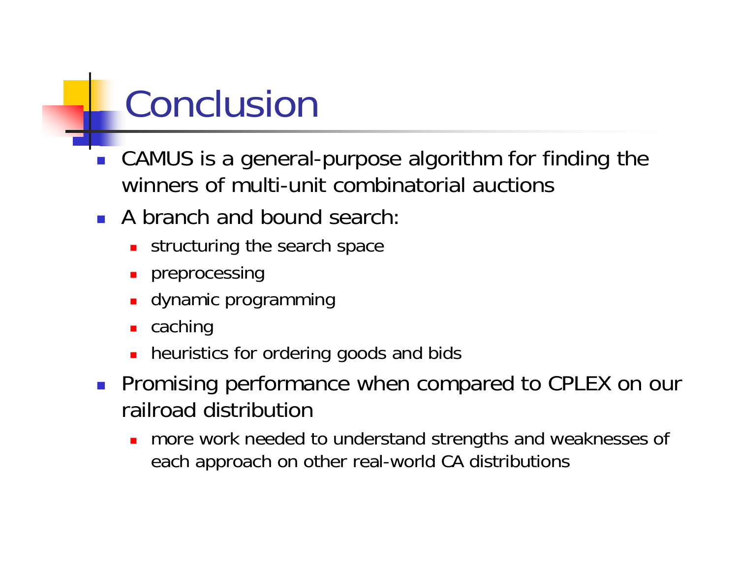# Conclusion

- CAMUS is a general-purpose algorithm for finding the winners of multi-unit combinatorial auctions
- A branch and bound search:
  - structuring the search space
  - preprocessing
  - dynamic programming
  - caching
  - heuristics for ordering goods and bids
- Promising performance when compared to CPLEX on our railroad distribution
  - more work needed to understand strengths and weaknesses of each approach on other real-world CA distributions